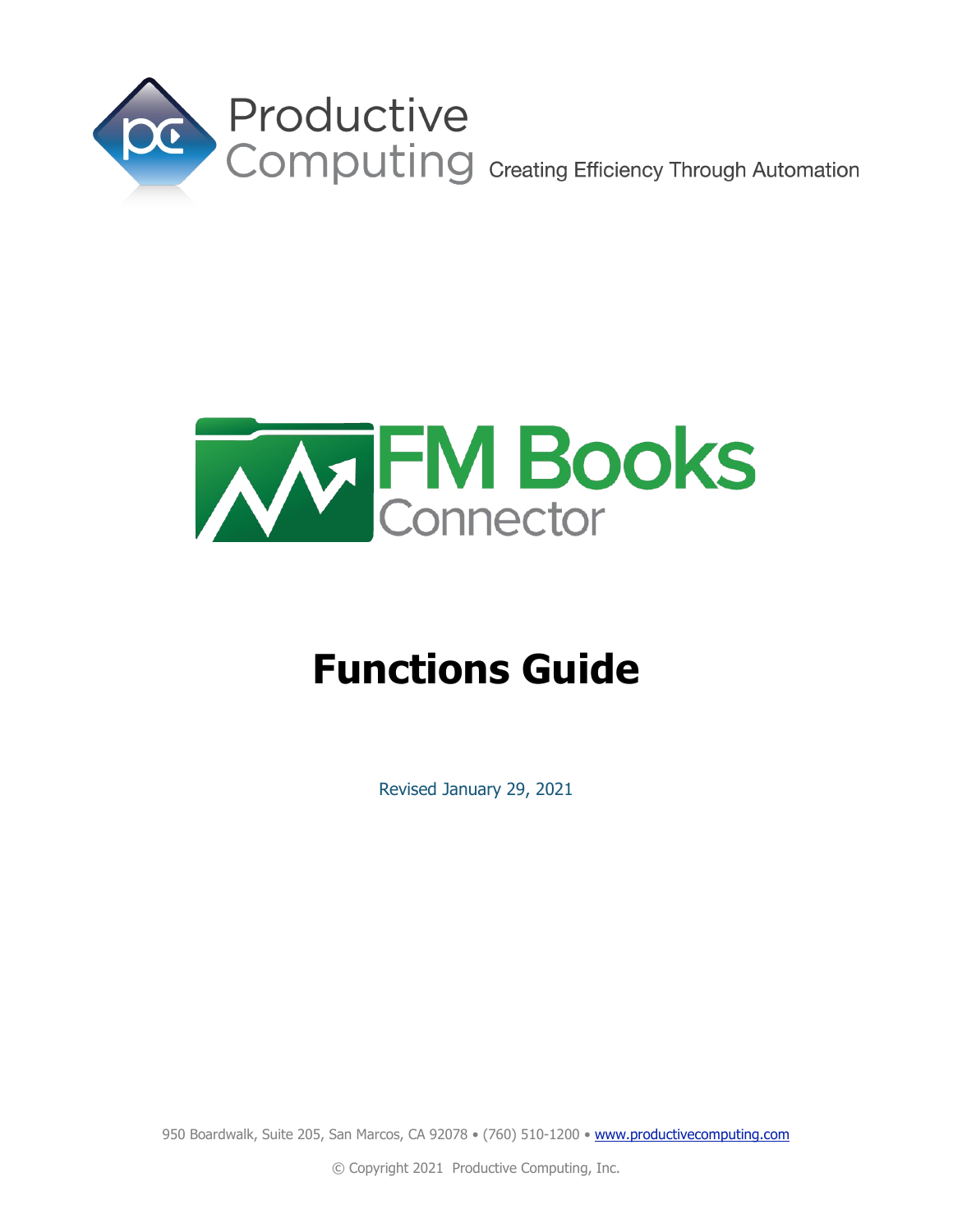Productive Computing

Creating Efficiency Through Automation

FM Books Connector

# Functions Guide

Revised January 29, 2021

950 Boardwalk, Suite 205, San Marcos, CA 92078 • (760) 510-1200 • www.productivecomputing.com

© Copyright 2021 Productive Computing, Inc.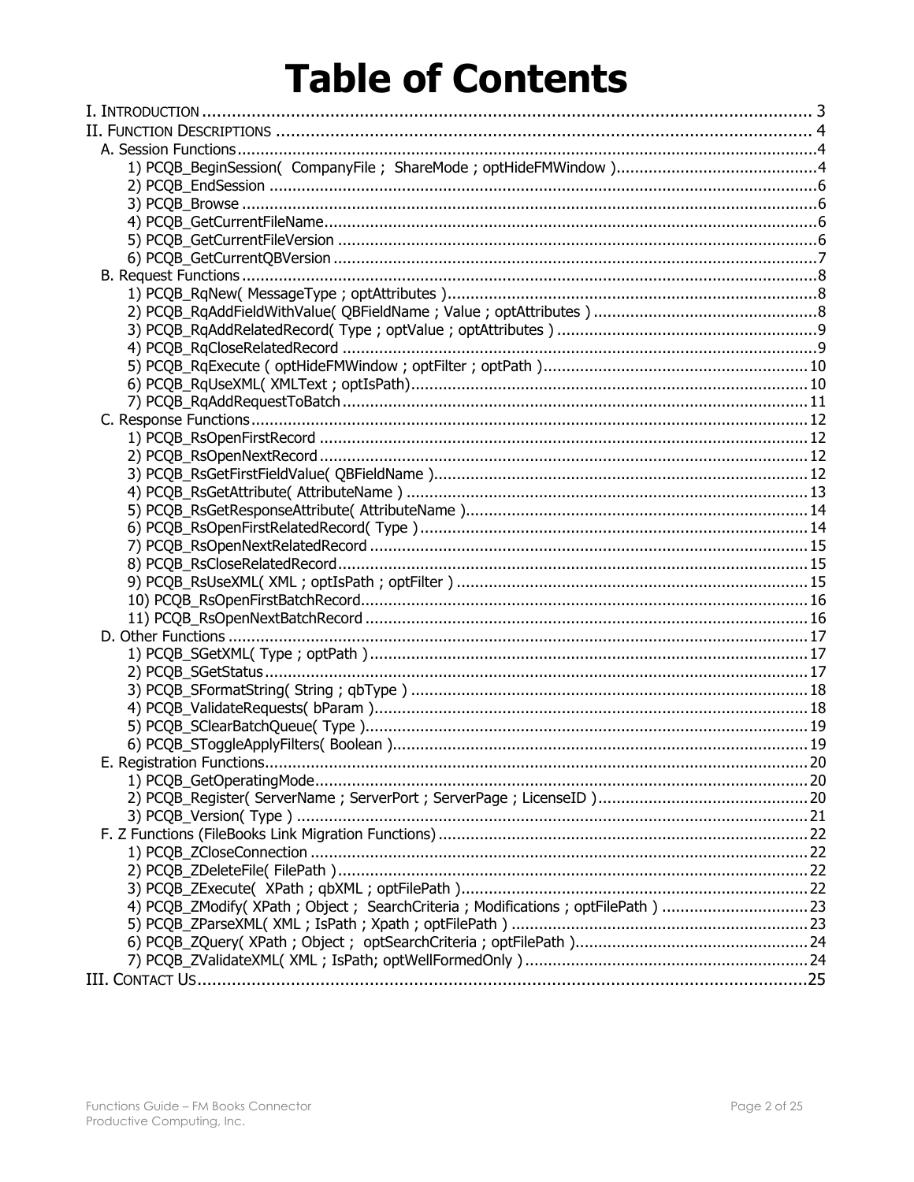# Table of Contents

I. INTRODUCTION .................................................................................................................. 3
II. FUNCTION DESCRIPTIONS .................................................................................................. 4
- A. Session Functions ............................................................................................................ 4
  - 1) PCQB_BeginSession( CompanyFile ; ShareMode ; optHideFMWindow ) ........................................... 4
  - 2) PCQB_EndSession ........................................................................................................ 6
  - 3) PCQB_Browse .............................................................................................................. 6
  - 4) PCQB_GetCurrentFileName ............................................................................................ 6
  - 5) PCQB_GetCurrentFileVersion .......................................................................................... 6
  - 6) PCQB_GetCurrentQBVersion ........................................................................................... 7
- B. Request Functions ............................................................................................................ 8
  - 1) PCQB_RqNew( MessageType ; optAttributes ) ................................................................... 8
  - 2) PCQB_RqAddFieldWithValue( QBFieldName ; Value ; optAttributes ) ..................................... 8
  - 3) PCQB_RqAddRelatedRecord( Type ; optValue ; optAttributes ) ............................................. 9
  - 4) PCQB_RqCloseRelatedRecord ........................................................................................ 9
  - 5) PCQB_RqExecute ( optHideFMWindow ; optFilter ; optPath ) ............................................. 10
  - 6) PCQB_RqUseXML( XMLText ; optIsPath) ........................................................................ 10
  - 7) PCQB_RqAddRequestToBatch ........................................................................................ 11
- C. Response Functions ......................................................................................................... 12
  - 1) PCQB_RsOpenFirstRecord ............................................................................................. 12
  - 2) PCQB_RsOpenNextRecord ............................................................................................. 12
  - 3) PCQB_RsGetFirstFieldValue( QBFieldName ) .................................................................... 12
  - 4) PCQB_RsGetAttribute( AttributeName ) ........................................................................... 13
  - 5) PCQB_RsGetResponseAttribute( AttributeName ) ............................................................. 14
  - 6) PCQB_RsOpenFirstRelatedRecord( Type ) ....................................................................... 14
  - 7) PCQB_RsOpenNextRelatedRecord .................................................................................. 15
  - 8) PCQB_RsCloseRelatedRecord ........................................................................................ 15
  - 9) PCQB_RsUseXML( XML ; optIsPath ; optFilter ) ............................................................... 15
  - 10) PCQB_RsOpenFirstBatchRecord .................................................................................... 16
  - 11) PCQB_RsOpenNextBatchRecord .................................................................................... 16
- D. Other Functions .............................................................................................................. 17
  - 1) PCQB_SGetXML( Type ; optPath ) ................................................................................. 17
  - 2) PCQB_SGetStatus ........................................................................................................ 17
  - 3) PCQB_SFormatString( String ; qbType ) .......................................................................... 18
  - 4) PCQB_ValidateRequests( bParam ) ................................................................................. 18
  - 5) PCQB_SClearBatchQueue( Type ) ................................................................................... 19
  - 6) PCQB_SToggleApplyFilters( Boolean ) ............................................................................. 19
- E. Registration Functions ..................................................................................................... 20
  - 1) PCQB_GetOperatingMode ............................................................................................. 20
  - 2) PCQB_Register( ServerName ; ServerPort ; ServerPage ; LicenseID ) ................................... 20
  - 3) PCQB_Version( Type ) .................................................................................................. 21
- F. Z Functions (FileBooks Link Migration Functions) ............................................................... 22
  - 1) PCQB_ZCloseConnection .............................................................................................. 22
  - 2) PCQB_ZDeleteFile( FilePath ) ........................................................................................ 22
  - 3) PCQB_ZExecute( XPath ; qbXML ; optFilePath ) ............................................................... 22
  - 4) PCQB_ZModify( XPath ; Object ; SearchCriteria ; Modifications ; optFilePath ) ..................... 23
  - 5) PCQB_ZParseXML( XML ; IsPath ; Xpath ; optFilePath ) ..................................................... 23
  - 6) PCQB_ZQuery( XPath ; Object ; optSearchCriteria ; optFilePath ) ....................................... 24
  - 7) PCQB_ZValidateXML( XML ; IsPath; optWellFormedOnly ) ................................................... 24

III. CONTACT US .................................................................................................................. 25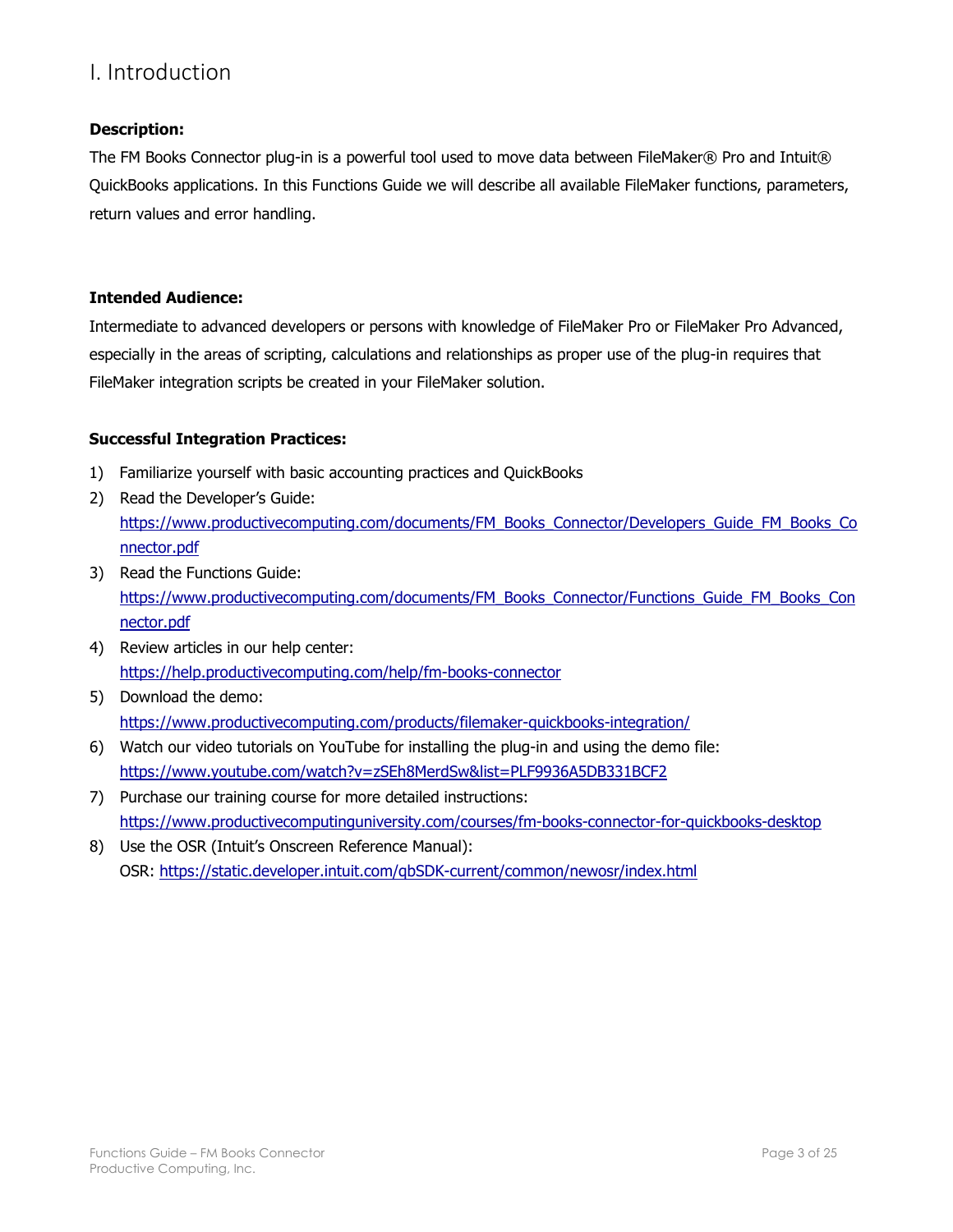# I. Introduction

**Description:**

The FM Books Connector plug-in is a powerful tool used to move data between FileMaker® Pro and Intuit® QuickBooks applications. In this Functions Guide we will describe all available FileMaker functions, parameters, return values and error handling.

**Intended Audience:**

Intermediate to advanced developers or persons with knowledge of FileMaker Pro or FileMaker Pro Advanced, especially in the areas of scripting, calculations and relationships as proper use of the plug-in requires that FileMaker integration scripts be created in your FileMaker solution.

**Successful Integration Practices:**

1) Familiarize yourself with basic accounting practices and QuickBooks
2) Read the Developer's Guide: https://www.productivecomputing.com/documents/FM_Books_Connector/Developers_Guide_FM_Books_Connector.pdf
3) Read the Functions Guide: https://www.productivecomputing.com/documents/FM_Books_Connector/Functions_Guide_FM_Books_Connector.pdf
4) Review articles in our help center: https://help.productivecomputing.com/help/fm-books-connector
5) Download the demo: https://www.productivecomputing.com/products/filemaker-quickbooks-integration/
6) Watch our video tutorials on YouTube for installing the plug-in and using the demo file: https://www.youtube.com/watch?v=zSEh8MerdSw&list=PLF9936A5DB331BCF2
7) Purchase our training course for more detailed instructions: https://www.productivecomputinguniversity.com/courses/fm-books-connector-for-quickbooks-desktop
8) Use the OSR (Intuit's Onscreen Reference Manual): OSR: https://static.developer.intuit.com/qbSDK-current/common/newosr/index.html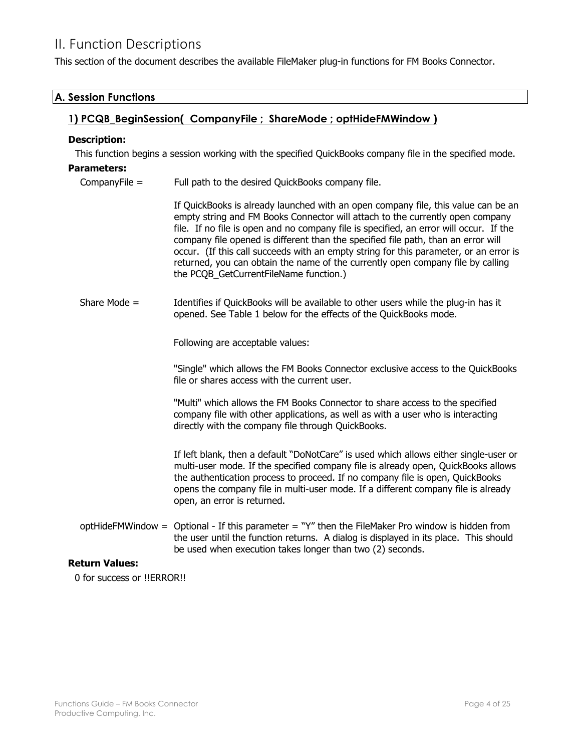# II. Function Descriptions

This section of the document describes the available FileMaker plug-in functions for FM Books Connector.

## A. Session Functions

### 1) PCQB_BeginSession( CompanyFile ; ShareMode ; optHideFMWindow )

**Description:**

This function begins a session working with the specified QuickBooks company file in the specified mode.

**Parameters:**

CompanyFile = Full path to the desired QuickBooks company file.

If QuickBooks is already launched with an open company file, this value can be an empty string and FM Books Connector will attach to the currently open company file. If no file is open and no company file is specified, an error will occur. If the company file opened is different than the specified file path, than an error will occur. (If this call succeeds with an empty string for this parameter, or an error is returned, you can obtain the name of the currently open company file by calling the PCQB_GetCurrentFileName function.)

Share Mode = Identifies if QuickBooks will be available to other users while the plug-in has it opened. See Table 1 below for the effects of the QuickBooks mode.

Following are acceptable values:

"Single" which allows the FM Books Connector exclusive access to the QuickBooks file or shares access with the current user.

"Multi" which allows the FM Books Connector to share access to the specified company file with other applications, as well as with a user who is interacting directly with the company file through QuickBooks.

If left blank, then a default "DoNotCare" is used which allows either single-user or multi-user mode. If the specified company file is already open, QuickBooks allows the authentication process to proceed. If no company file is open, QuickBooks opens the company file in multi-user mode. If a different company file is already open, an error is returned.

optHideFMWindow = Optional - If this parameter = "Y" then the FileMaker Pro window is hidden from the user until the function returns. A dialog is displayed in its place. This should be used when execution takes longer than two (2) seconds.

**Return Values:**

0 for success or !!ERROR!!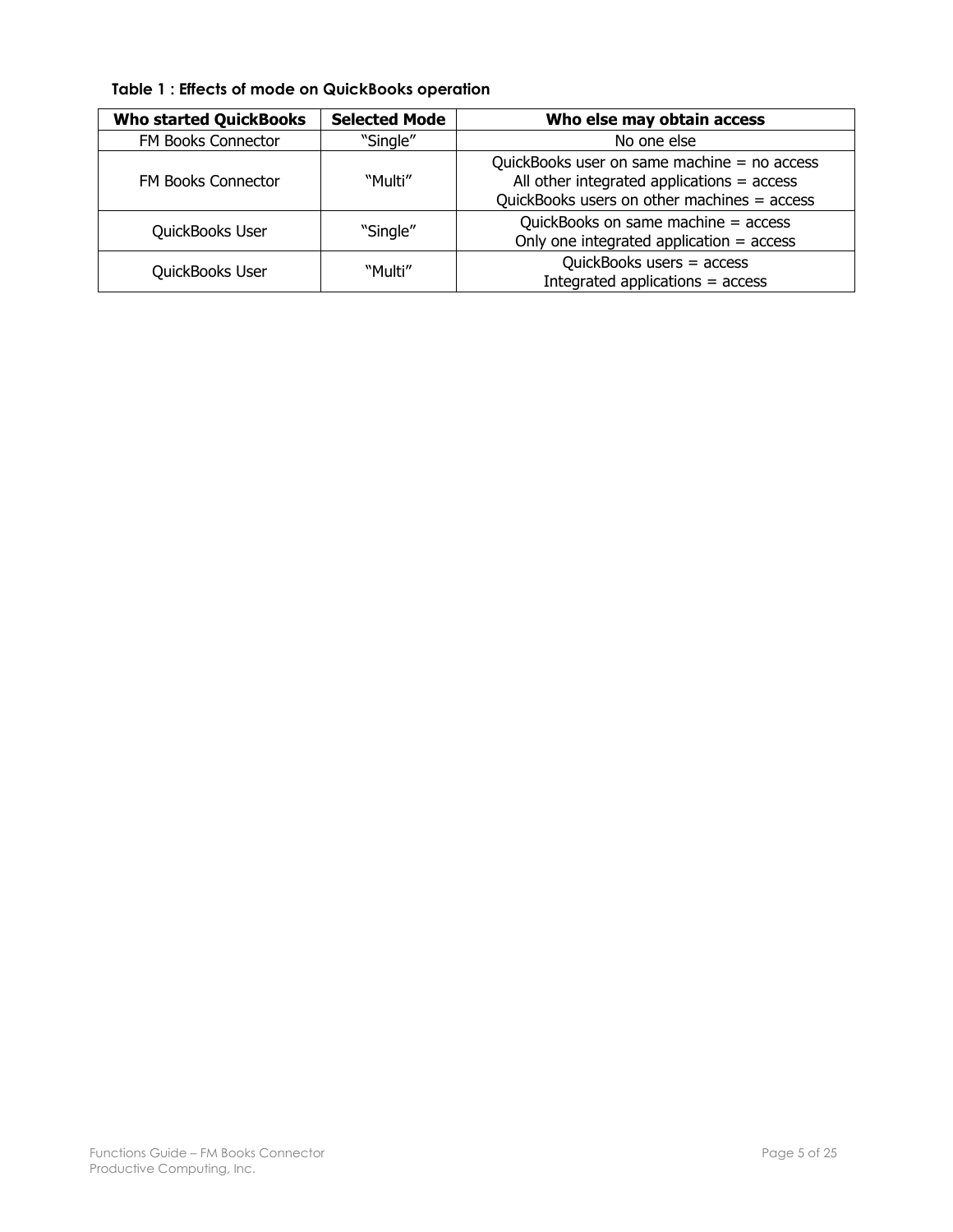**Table 1 : Effects of mode on QuickBooks operation**

| Who started QuickBooks | Selected Mode | Who else may obtain access |
|---|---|---|
| FM Books Connector | "Single" | No one else |
| FM Books Connector | "Multi" | QuickBooks user on same machine = no access<br>All other integrated applications = access<br>QuickBooks users on other machines = access |
| QuickBooks User | "Single" | QuickBooks on same machine = access<br>Only one integrated application = access |
| QuickBooks User | "Multi" | QuickBooks users = access<br>Integrated applications = access |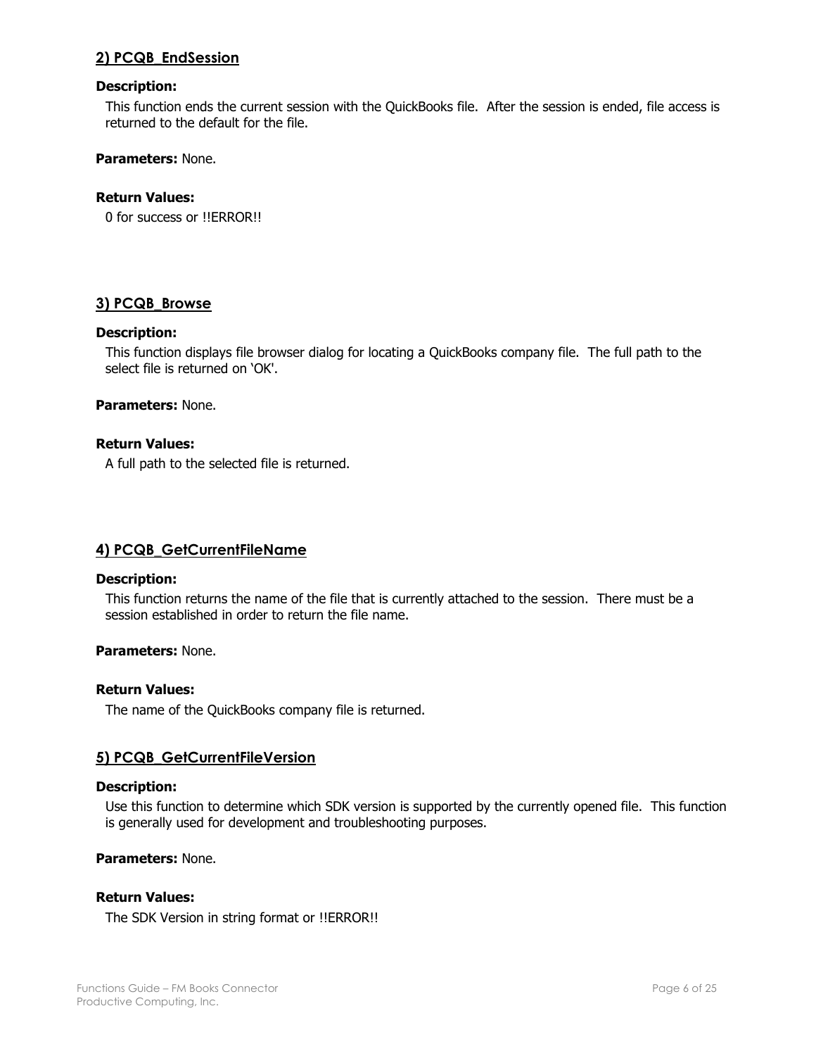## 2) PCQB_EndSession

**Description:**

This function ends the current session with the QuickBooks file. After the session is ended, file access is returned to the default for the file.

**Parameters:** None.

**Return Values:**

0 for success or !!ERROR!!

## 3) PCQB_Browse

**Description:**

This function displays file browser dialog for locating a QuickBooks company file. The full path to the select file is returned on 'OK'.

**Parameters:** None.

**Return Values:**

A full path to the selected file is returned.

## 4) PCQB_GetCurrentFileName

**Description:**

This function returns the name of the file that is currently attached to the session. There must be a session established in order to return the file name.

**Parameters:** None.

**Return Values:**

The name of the QuickBooks company file is returned.

## 5) PCQB_GetCurrentFileVersion

**Description:**

Use this function to determine which SDK version is supported by the currently opened file. This function is generally used for development and troubleshooting purposes.

**Parameters:** None.

**Return Values:**

The SDK Version in string format or !!ERROR!!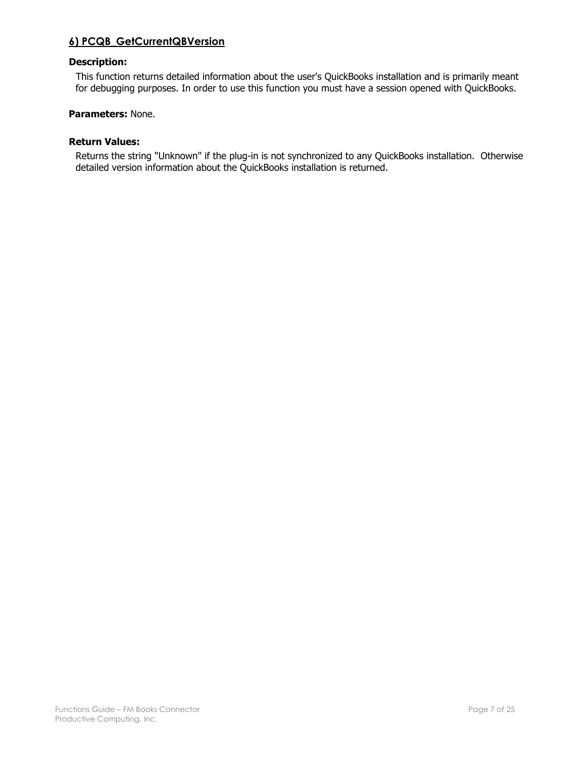## 6) PCQB_GetCurrentQBVersion

**Description:**

This function returns detailed information about the user's QuickBooks installation and is primarily meant for debugging purposes. In order to use this function you must have a session opened with QuickBooks.

**Parameters:** None.

**Return Values:**

Returns the string "Unknown" if the plug-in is not synchronized to any QuickBooks installation. Otherwise detailed version information about the QuickBooks installation is returned.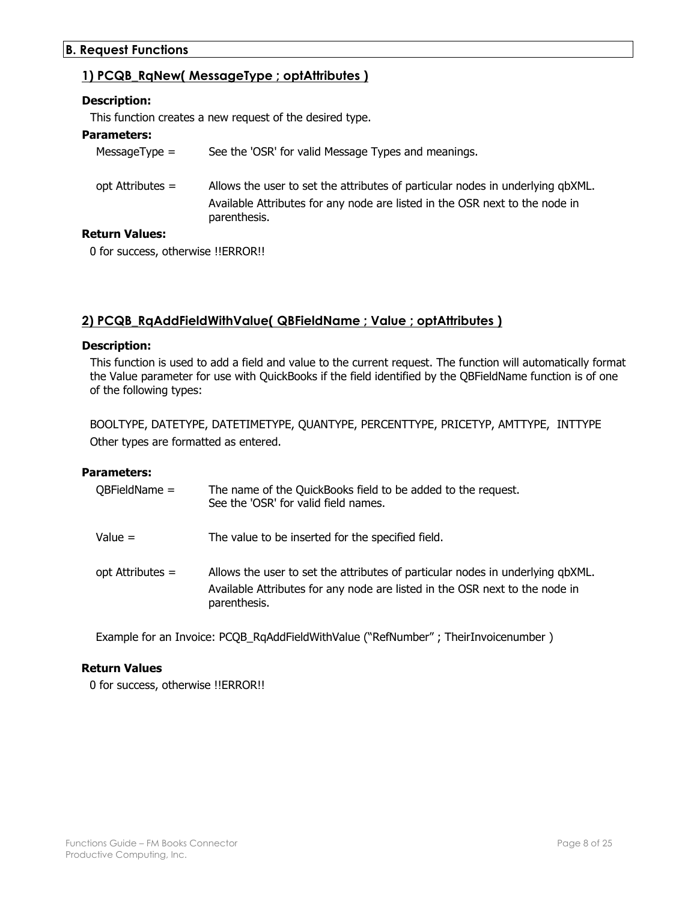## B. Request Functions

### 1) PCQB_RqNew( MessageType ; optAttributes )

**Description:**

This function creates a new request of the desired type.

**Parameters:**

| | |
|---|---|
| MessageType = | See the 'OSR' for valid Message Types and meanings. |
| opt Attributes = | Allows the user to set the attributes of particular nodes in underlying qbXML. Available Attributes for any node are listed in the OSR next to the node in parenthesis. |

**Return Values:**

0 for success, otherwise !!ERROR!!

### 2) PCQB_RqAddFieldWithValue( QBFieldName ; Value ; optAttributes )

**Description:**

This function is used to add a field and value to the current request. The function will automatically format the Value parameter for use with QuickBooks if the field identified by the QBFieldName function is of one of the following types:

BOOLTYPE, DATETYPE, DATETIMETYPE, QUANTYPE, PERCENTTYPE, PRICETYP, AMTTYPE, INTTYPE
Other types are formatted as entered.

**Parameters:**

| | |
|---|---|
| QBFieldName = | The name of the QuickBooks field to be added to the request. See the 'OSR' for valid field names. |
| Value = | The value to be inserted for the specified field. |
| opt Attributes = | Allows the user to set the attributes of particular nodes in underlying qbXML. Available Attributes for any node are listed in the OSR next to the node in parenthesis. |

Example for an Invoice: PCQB_RqAddFieldWithValue ("RefNumber" ; TheirInvoicenumber )

**Return Values**

0 for success, otherwise !!ERROR!!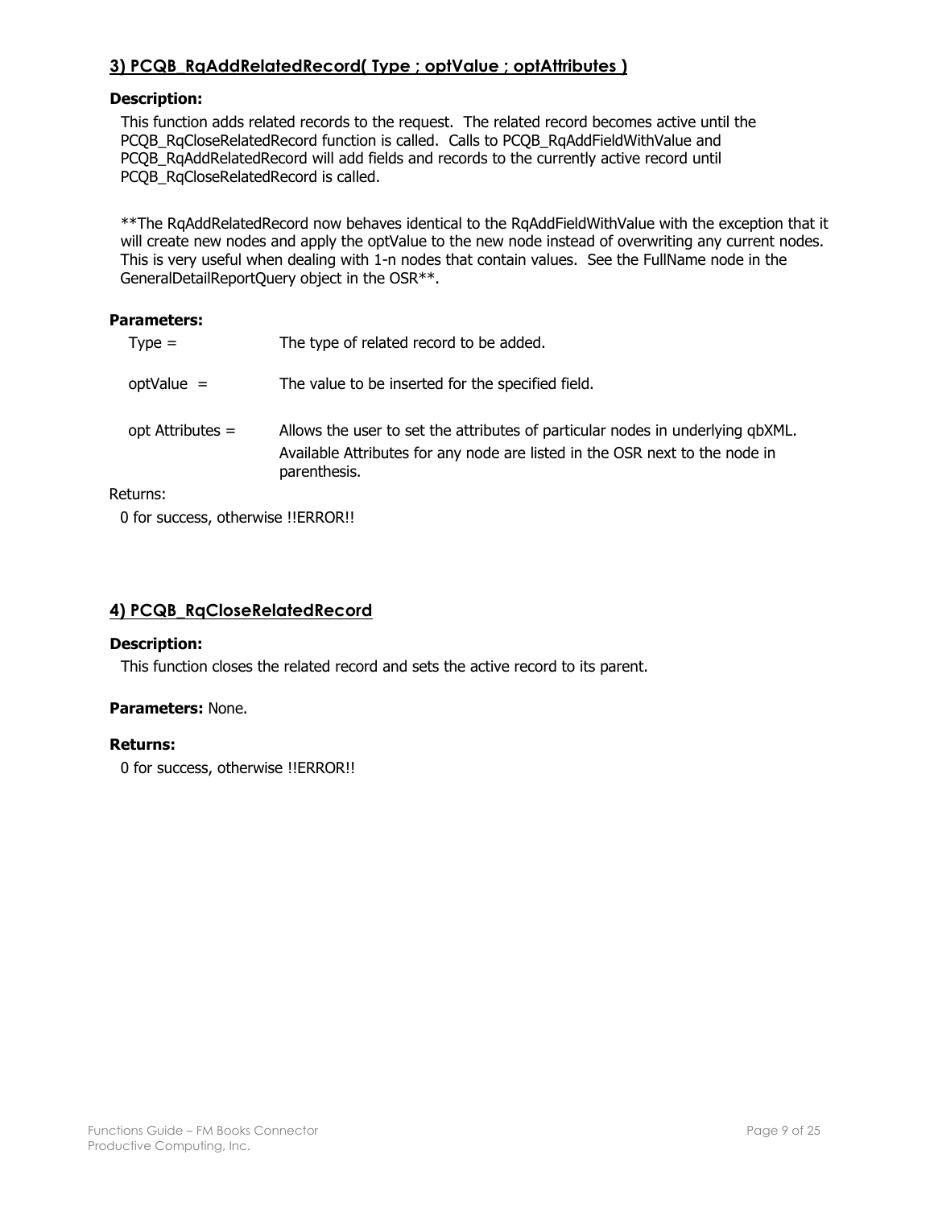## 3) PCQB_RqAddRelatedRecord( Type ; optValue ; optAttributes )

**Description:**

This function adds related records to the request. The related record becomes active until the PCQB_RqCloseRelatedRecord function is called. Calls to PCQB_RqAddFieldWithValue and PCQB_RqAddRelatedRecord will add fields and records to the currently active record until PCQB_RqCloseRelatedRecord is called.

**The RqAddRelatedRecord now behaves identical to the RqAddFieldWithValue with the exception that it will create new nodes and apply the optValue to the new node instead of overwriting any current nodes. This is very useful when dealing with 1-n nodes that contain values. See the FullName node in the GeneralDetailReportQuery object in the OSR**.

**Parameters:**

| | |
|---|---|
| Type = | The type of related record to be added. |
| optValue = | The value to be inserted for the specified field. |
| opt Attributes = | Allows the user to set the attributes of particular nodes in underlying qbXML. Available Attributes for any node are listed in the OSR next to the node in parenthesis. |

Returns:

0 for success, otherwise !!ERROR!!

## 4) PCQB_RqCloseRelatedRecord

**Description:**

This function closes the related record and sets the active record to its parent.

**Parameters:** None.

**Returns:**

0 for success, otherwise !!ERROR!!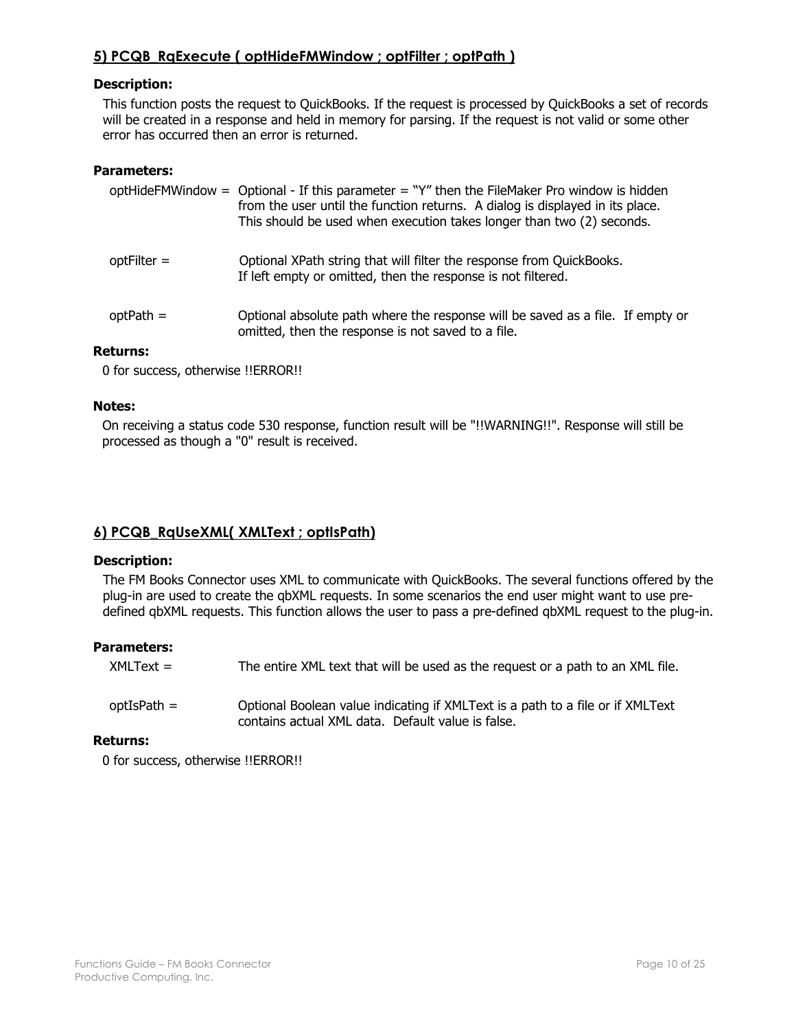## 5) PCQB_RqExecute ( optHideFMWindow ; optFilter ; optPath )

**Description:**

This function posts the request to QuickBooks. If the request is processed by QuickBooks a set of records will be created in a response and held in memory for parsing. If the request is not valid or some other error has occurred then an error is returned.

**Parameters:**

optHideFMWindow = Optional - If this parameter = "Y" then the FileMaker Pro window is hidden from the user until the function returns. A dialog is displayed in its place. This should be used when execution takes longer than two (2) seconds.

optFilter = Optional XPath string that will filter the response from QuickBooks. If left empty or omitted, then the response is not filtered.

optPath = Optional absolute path where the response will be saved as a file. If empty or omitted, then the response is not saved to a file.

**Returns:**

0 for success, otherwise !!ERROR!!

**Notes:**

On receiving a status code 530 response, function result will be "!!WARNING!!". Response will still be processed as though a "0" result is received.

## 6) PCQB_RqUseXML( XMLText ; optIsPath)

**Description:**

The FM Books Connector uses XML to communicate with QuickBooks. The several functions offered by the plug-in are used to create the qbXML requests. In some scenarios the end user might want to use pre-defined qbXML requests. This function allows the user to pass a pre-defined qbXML request to the plug-in.

**Parameters:**

XMLText = The entire XML text that will be used as the request or a path to an XML file.

optIsPath = Optional Boolean value indicating if XMLText is a path to a file or if XMLText contains actual XML data. Default value is false.

**Returns:**

0 for success, otherwise !!ERROR!!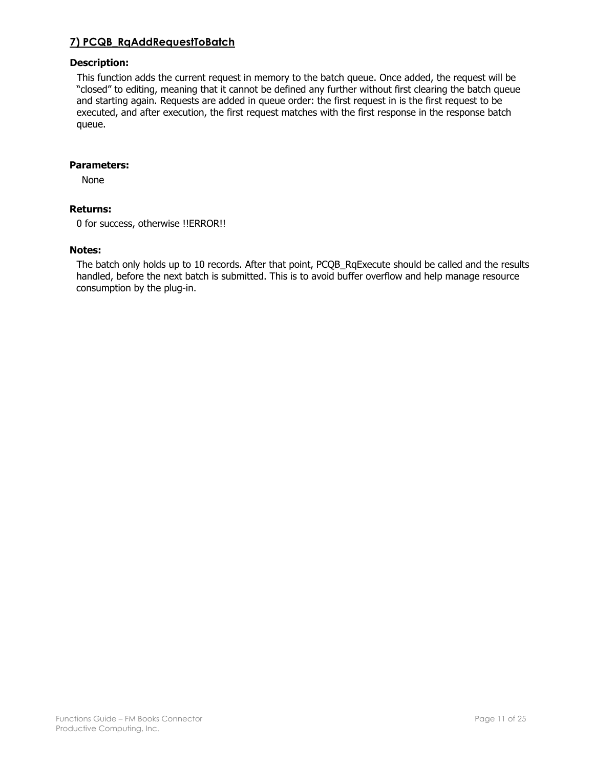## 7) PCQB_RqAddRequestToBatch

**Description:**

This function adds the current request in memory to the batch queue. Once added, the request will be "closed" to editing, meaning that it cannot be defined any further without first clearing the batch queue and starting again. Requests are added in queue order: the first request in is the first request to be executed, and after execution, the first request matches with the first response in the response batch queue.

**Parameters:**

None

**Returns:**

0 for success, otherwise !!ERROR!!

**Notes:**

The batch only holds up to 10 records. After that point, PCQB_RqExecute should be called and the results handled, before the next batch is submitted. This is to avoid buffer overflow and help manage resource consumption by the plug-in.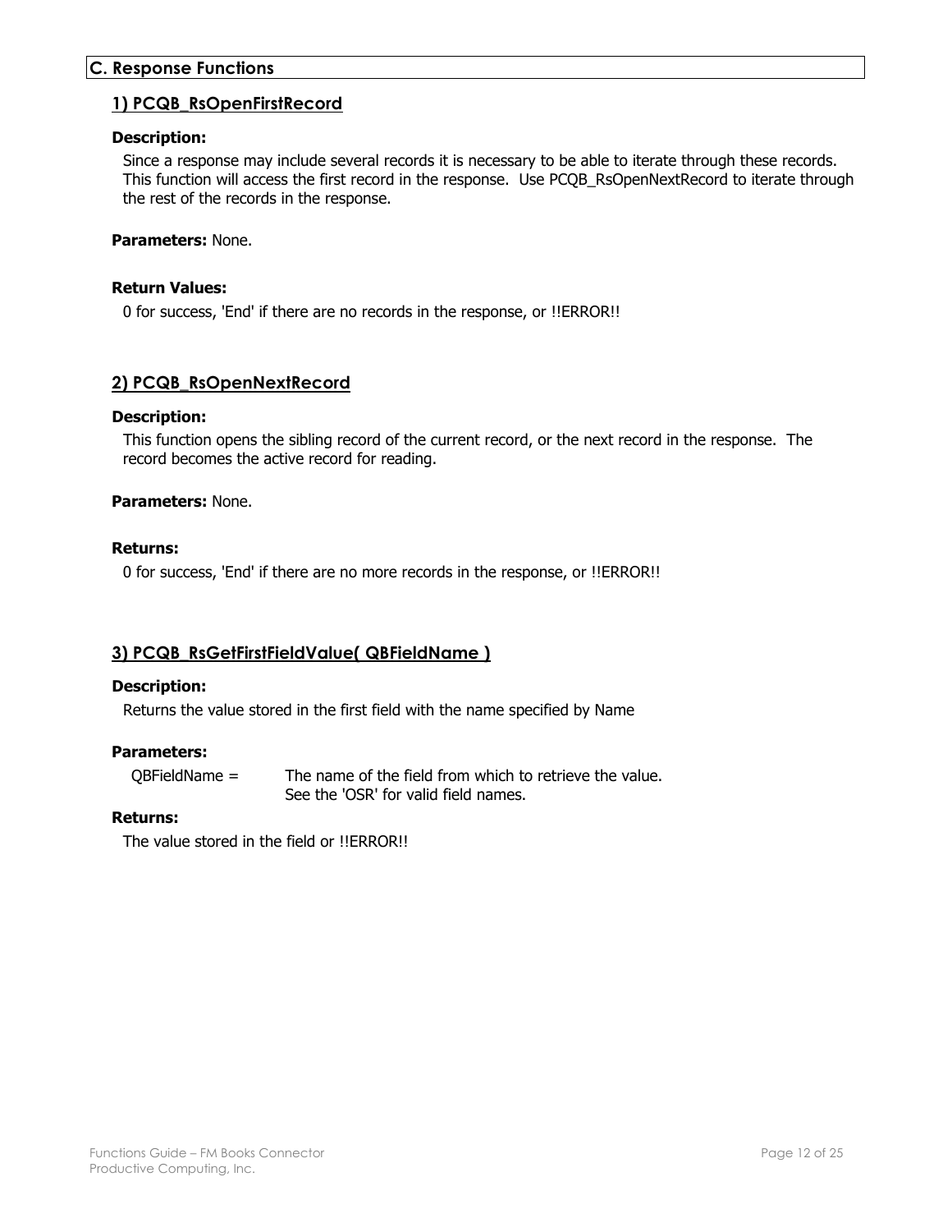## C. Response Functions

### 1) PCQB_RsOpenFirstRecord

**Description:**

Since a response may include several records it is necessary to be able to iterate through these records. This function will access the first record in the response. Use PCQB_RsOpenNextRecord to iterate through the rest of the records in the response.

**Parameters:** None.

**Return Values:**

0 for success, 'End' if there are no records in the response, or !!ERROR!!

### 2) PCQB_RsOpenNextRecord

**Description:**

This function opens the sibling record of the current record, or the next record in the response. The record becomes the active record for reading.

**Parameters:** None.

**Returns:**

0 for success, 'End' if there are no more records in the response, or !!ERROR!!

### 3) PCQB_RsGetFirstFieldValue( QBFieldName )

**Description:**

Returns the value stored in the first field with the name specified by Name

**Parameters:**

QBFieldName = The name of the field from which to retrieve the value. See the 'OSR' for valid field names.

**Returns:**

The value stored in the field or !!ERROR!!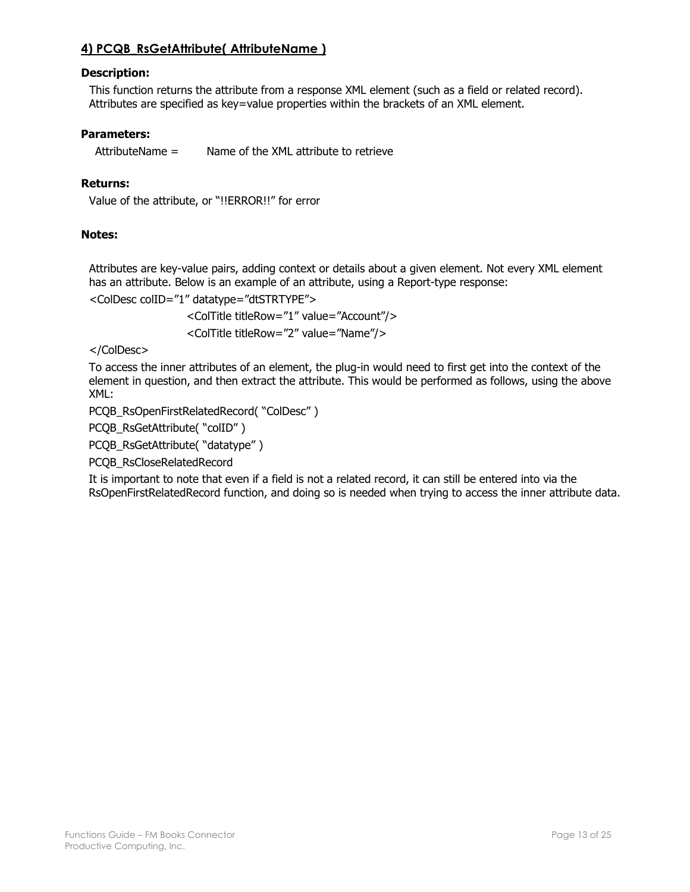## 4) PCQB_RsGetAttribute( AttributeName )

**Description:**

This function returns the attribute from a response XML element (such as a field or related record). Attributes are specified as key=value properties within the brackets of an XML element.

**Parameters:**

AttributeName = Name of the XML attribute to retrieve

**Returns:**

Value of the attribute, or "!!ERROR!!" for error

**Notes:**

Attributes are key-value pairs, adding context or details about a given element. Not every XML element has an attribute. Below is an example of an attribute, using a Report-type response:

```
<ColDesc colID="1" datatype="dtSTRTYPE">
        <ColTitle titleRow="1" value="Account"/>
        <ColTitle titleRow="2" value="Name"/>
</ColDesc>
```

To access the inner attributes of an element, the plug-in would need to first get into the context of the element in question, and then extract the attribute. This would be performed as follows, using the above XML:

```
PCQB_RsOpenFirstRelatedRecord( "ColDesc" )
PCQB_RsGetAttribute( "colID" )
PCQB_RsGetAttribute( "datatype" )
PCQB_RsCloseRelatedRecord
```

It is important to note that even if a field is not a related record, it can still be entered into via the RsOpenFirstRelatedRecord function, and doing so is needed when trying to access the inner attribute data.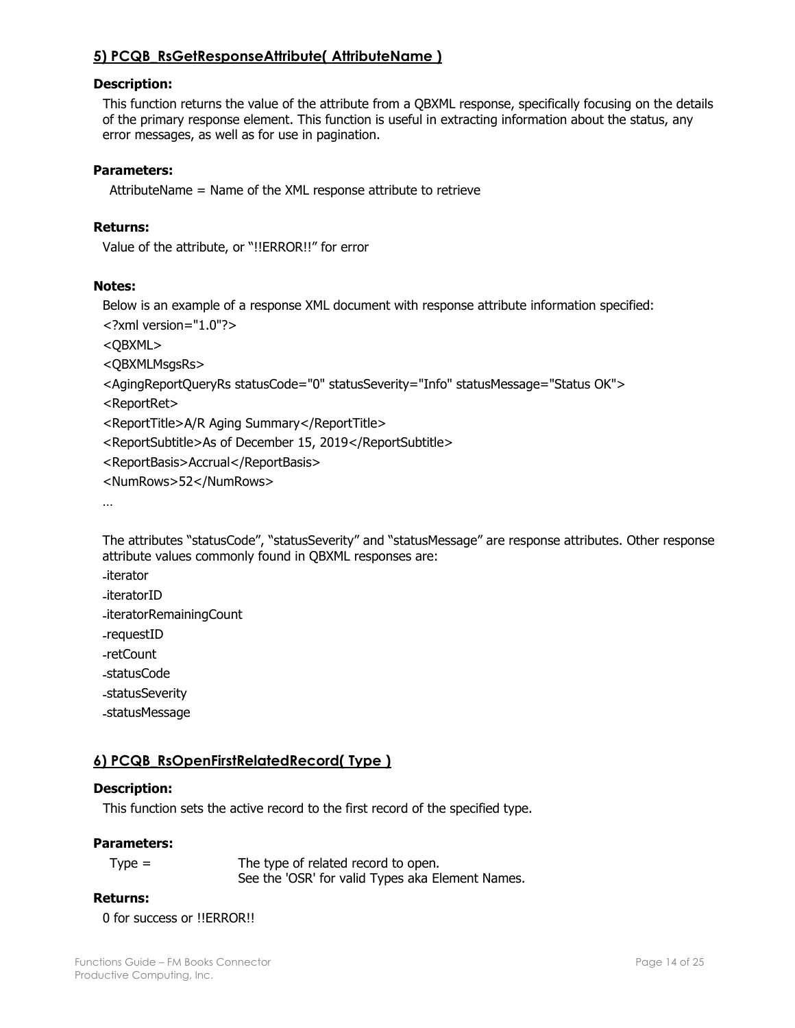## 5) PCQB_RsGetResponseAttribute( AttributeName )

**Description:**

This function returns the value of the attribute from a QBXML response, specifically focusing on the details of the primary response element. This function is useful in extracting information about the status, any error messages, as well as for use in pagination.

**Parameters:**

AttributeName = Name of the XML response attribute to retrieve

**Returns:**

Value of the attribute, or "!!ERROR!!" for error

**Notes:**

Below is an example of a response XML document with response attribute information specified:

```
<?xml version="1.0"?>
<QBXML>
<QBXMLMsgsRs>
<AgingReportQueryRs statusCode="0" statusSeverity="Info" statusMessage="Status OK">
<ReportRet>
<ReportTitle>A/R Aging Summary</ReportTitle>
<ReportSubtitle>As of December 15, 2019</ReportSubtitle>
<ReportBasis>Accrual</ReportBasis>
<NumRows>52</NumRows>
...
```

The attributes "statusCode", "statusSeverity" and "statusMessage" are response attributes. Other response attribute values commonly found in QBXML responses are:

- iterator
- iteratorID
- iteratorRemainingCount
- requestID
- retCount
- statusCode
- statusSeverity
- statusMessage

## 6) PCQB_RsOpenFirstRelatedRecord( Type )

**Description:**

This function sets the active record to the first record of the specified type.

**Parameters:**

Type = The type of related record to open.
See the 'OSR' for valid Types aka Element Names.

**Returns:**

0 for success or !!ERROR!!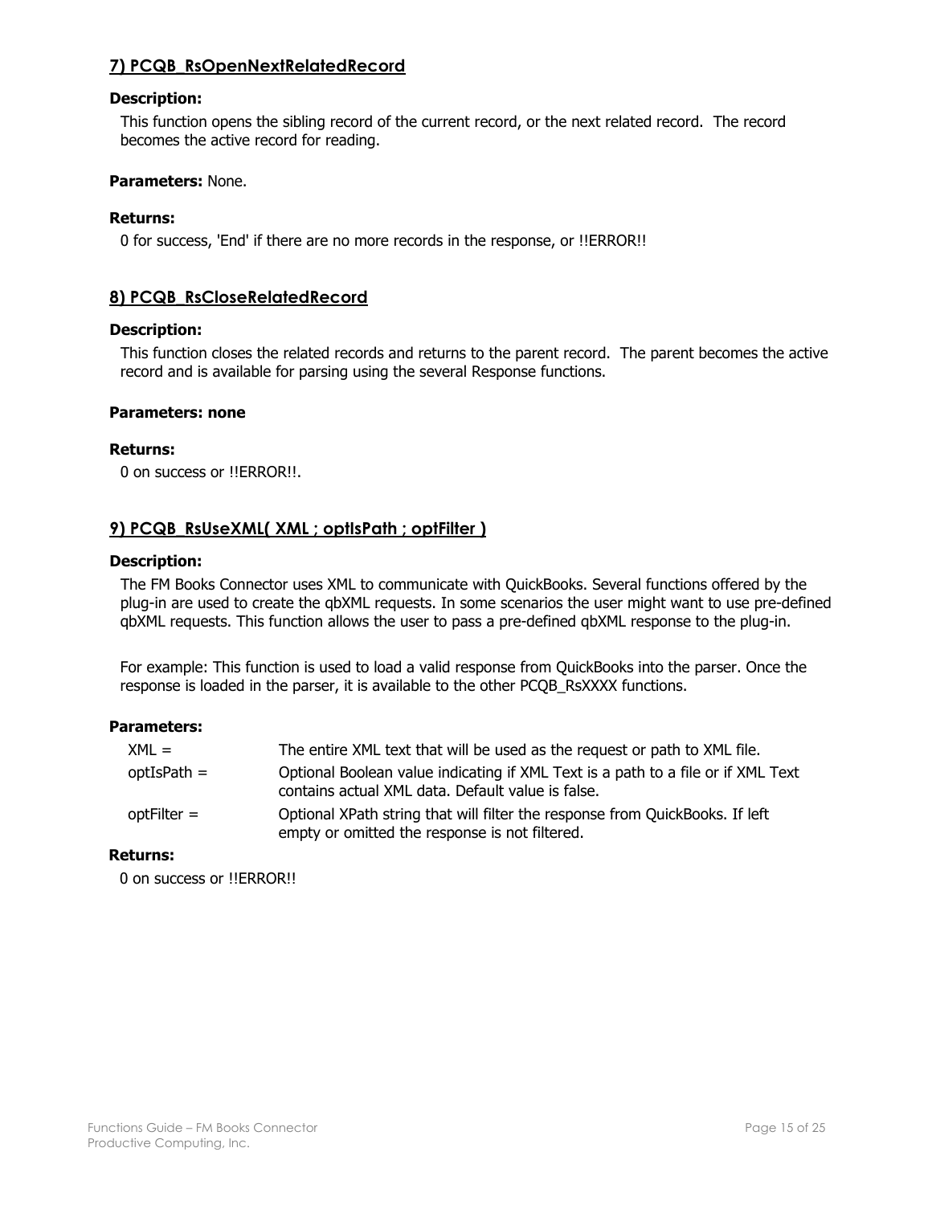## 7) PCQB_RsOpenNextRelatedRecord

**Description:**

This function opens the sibling record of the current record, or the next related record. The record becomes the active record for reading.

**Parameters:** None.

**Returns:**

0 for success, 'End' if there are no more records in the response, or !!ERROR!!

## 8) PCQB_RsCloseRelatedRecord

**Description:**

This function closes the related records and returns to the parent record. The parent becomes the active record and is available for parsing using the several Response functions.

**Parameters: none**

**Returns:**

0 on success or !!ERROR!!.

## 9) PCQB_RsUseXML( XML ; optIsPath ; optFilter )

**Description:**

The FM Books Connector uses XML to communicate with QuickBooks. Several functions offered by the plug-in are used to create the qbXML requests. In some scenarios the user might want to use pre-defined qbXML requests. This function allows the user to pass a pre-defined qbXML response to the plug-in.

For example: This function is used to load a valid response from QuickBooks into the parser. Once the response is loaded in the parser, it is available to the other PCQB_RsXXXX functions.

**Parameters:**

| | |
|---|---|
| XML = | The entire XML text that will be used as the request or path to XML file. |
| optIsPath = | Optional Boolean value indicating if XML Text is a path to a file or if XML Text contains actual XML data. Default value is false. |
| optFilter = | Optional XPath string that will filter the response from QuickBooks. If left empty or omitted the response is not filtered. |

**Returns:**

0 on success or !!ERROR!!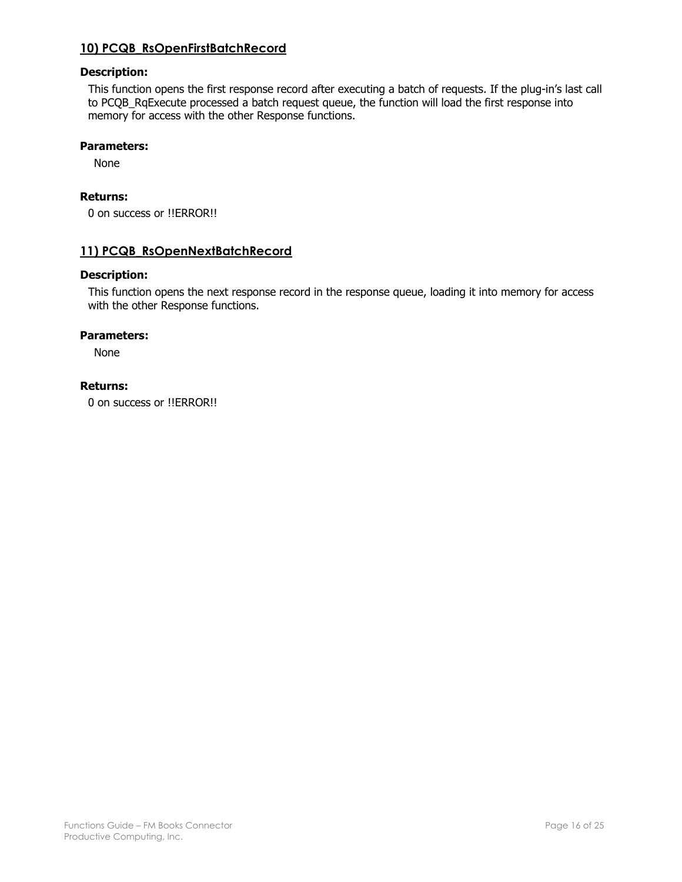## 10) PCQB_RsOpenFirstBatchRecord

**Description:**

This function opens the first response record after executing a batch of requests. If the plug-in's last call to PCQB_RqExecute processed a batch request queue, the function will load the first response into memory for access with the other Response functions.

**Parameters:**

None

**Returns:**

0 on success or !!ERROR!!

## 11) PCQB_RsOpenNextBatchRecord

**Description:**

This function opens the next response record in the response queue, loading it into memory for access with the other Response functions.

**Parameters:**

None

**Returns:**

0 on success or !!ERROR!!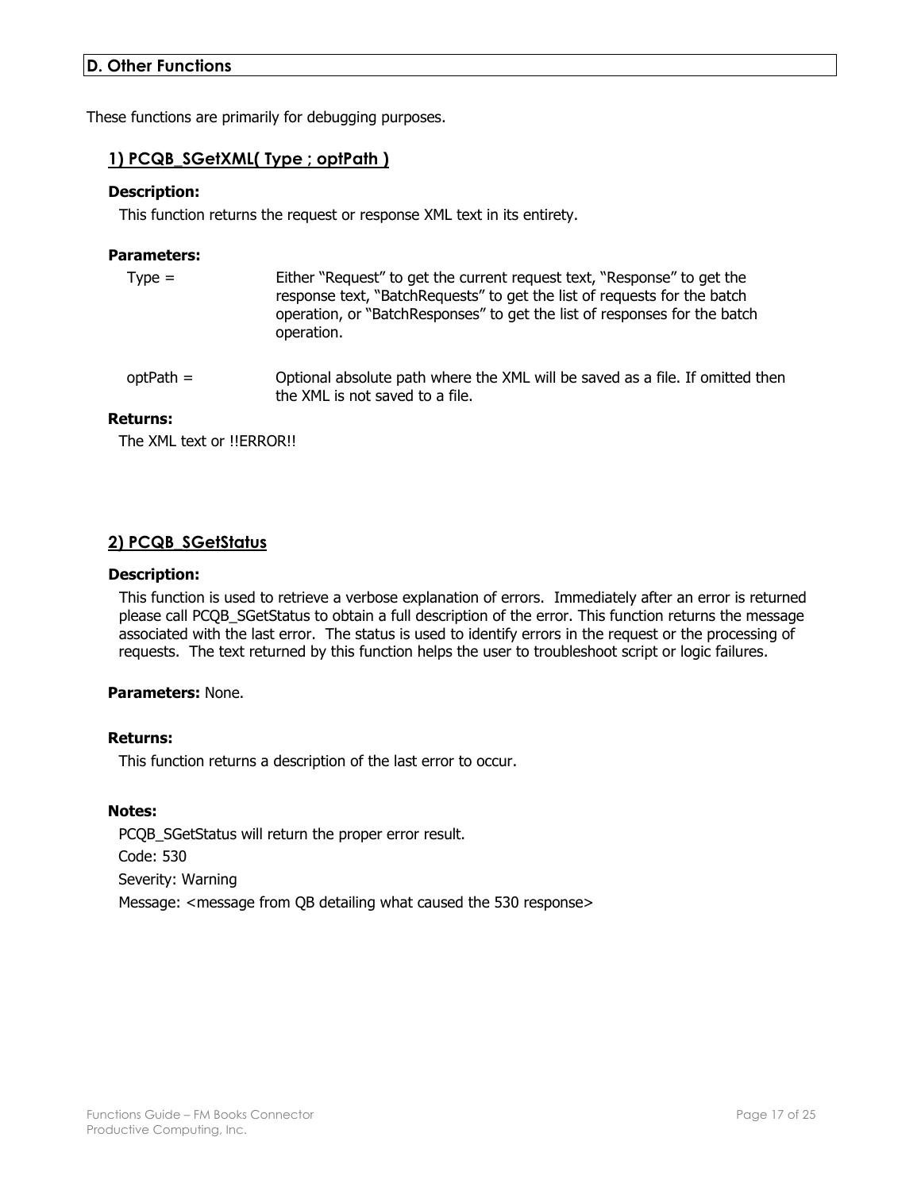## D. Other Functions

These functions are primarily for debugging purposes.

### 1) PCQB_SGetXML( Type ; optPath )

**Description:**

This function returns the request or response XML text in its entirety.

**Parameters:**

Type = Either "Request" to get the current request text, "Response" to get the response text, "BatchRequests" to get the list of requests for the batch operation, or "BatchResponses" to get the list of responses for the batch operation.

optPath = Optional absolute path where the XML will be saved as a file. If omitted then the XML is not saved to a file.

**Returns:**

The XML text or !!ERROR!!

### 2) PCQB_SGetStatus

**Description:**

This function is used to retrieve a verbose explanation of errors. Immediately after an error is returned please call PCQB_SGetStatus to obtain a full description of the error. This function returns the message associated with the last error. The status is used to identify errors in the request or the processing of requests. The text returned by this function helps the user to troubleshoot script or logic failures.

**Parameters:** None.

**Returns:**

This function returns a description of the last error to occur.

**Notes:**

PCQB_SGetStatus will return the proper error result.

Code: 530

Severity: Warning

Message: <message from QB detailing what caused the 530 response>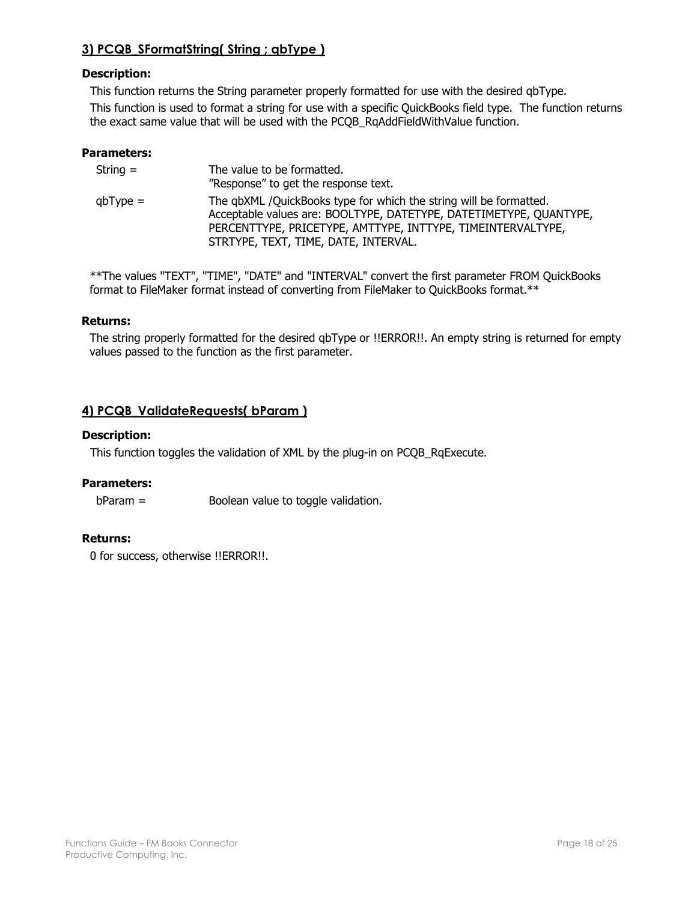## 3) PCQB_SFormatString( String ; qbType )

**Description:**

This function returns the String parameter properly formatted for use with the desired qbType.

This function is used to format a string for use with a specific QuickBooks field type. The function returns the exact same value that will be used with the PCQB_RqAddFieldWithValue function.

**Parameters:**

String = The value to be formatted.
"Response" to get the response text.

qbType = The qbXML /QuickBooks type for which the string will be formatted. Acceptable values are: BOOLTYPE, DATETYPE, DATETIMETYPE, QUANTYPE, PERCENTTYPE, PRICETYPE, AMTTYPE, INTTYPE, TIMEINTERVALTYPE, STRTYPE, TEXT, TIME, DATE, INTERVAL.

**The values "TEXT", "TIME", "DATE" and "INTERVAL" convert the first parameter FROM QuickBooks format to FileMaker format instead of converting from FileMaker to QuickBooks format.**

**Returns:**

The string properly formatted for the desired qbType or !!ERROR!!. An empty string is returned for empty values passed to the function as the first parameter.

## 4) PCQB_ValidateRequests( bParam )

**Description:**

This function toggles the validation of XML by the plug-in on PCQB_RqExecute.

**Parameters:**

bParam = Boolean value to toggle validation.

**Returns:**

0 for success, otherwise !!ERROR!!.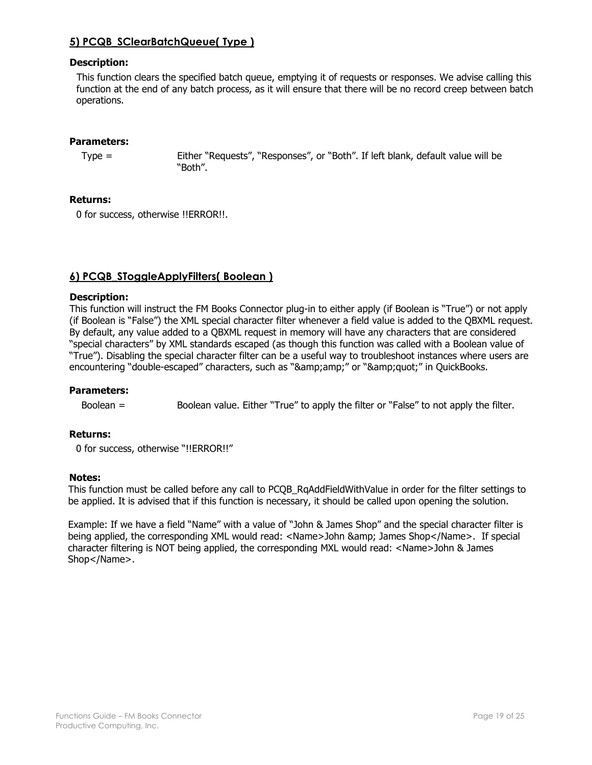## 5) PCQB_SClearBatchQueue( Type )

**Description:**

This function clears the specified batch queue, emptying it of requests or responses. We advise calling this function at the end of any batch process, as it will ensure that there will be no record creep between batch operations.

**Parameters:**

Type = Either "Requests", "Responses", or "Both". If left blank, default value will be "Both".

**Returns:**

0 for success, otherwise !!ERROR!!.

## 6) PCQB_SToggleApplyFilters( Boolean )

**Description:**

This function will instruct the FM Books Connector plug-in to either apply (if Boolean is "True") or not apply (if Boolean is "False") the XML special character filter whenever a field value is added to the QBXML request. By default, any value added to a QBXML request in memory will have any characters that are considered "special characters" by XML standards escaped (as though this function was called with a Boolean value of "True"). Disabling the special character filter can be a useful way to troubleshoot instances where users are encountering "double-escaped" characters, such as "&amp;amp;" or "&amp;quot;" in QuickBooks.

**Parameters:**

Boolean = Boolean value. Either "True" to apply the filter or "False" to not apply the filter.

**Returns:**

0 for success, otherwise "!!ERROR!!"

**Notes:**

This function must be called before any call to PCQB_RqAddFieldWithValue in order for the filter settings to be applied. It is advised that if this function is necessary, it should be called upon opening the solution.

Example: If we have a field "Name" with a value of "John & James Shop" and the special character filter is being applied, the corresponding XML would read: <Name>John &amp; James Shop</Name>. If special character filtering is NOT being applied, the corresponding MXL would read: <Name>John & James Shop</Name>.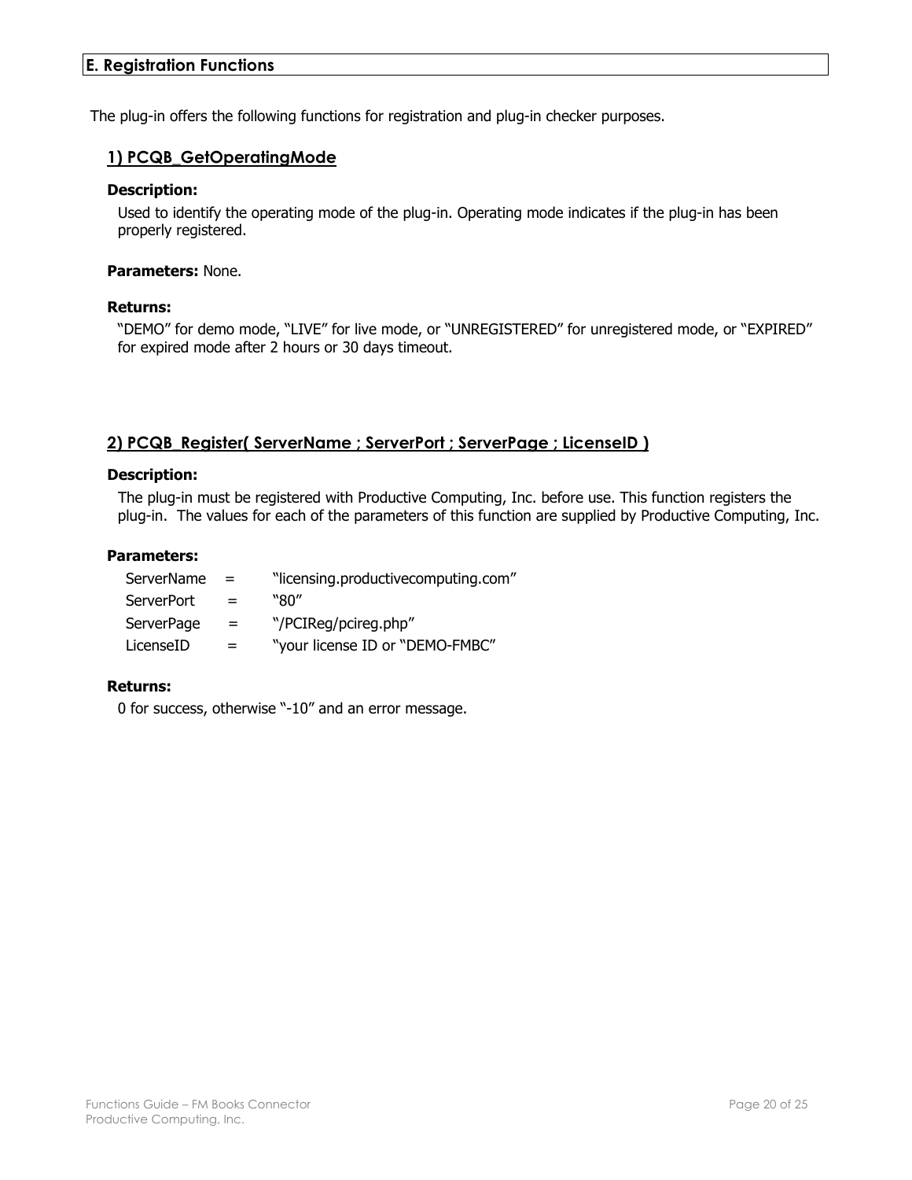## E. Registration Functions

The plug-in offers the following functions for registration and plug-in checker purposes.

### 1) PCQB_GetOperatingMode

**Description:**

Used to identify the operating mode of the plug-in. Operating mode indicates if the plug-in has been properly registered.

**Parameters:** None.

**Returns:**

"DEMO" for demo mode, "LIVE" for live mode, or "UNREGISTERED" for unregistered mode, or "EXPIRED" for expired mode after 2 hours or 30 days timeout.

### 2) PCQB_Register( ServerName ; ServerPort ; ServerPage ; LicenseID )

**Description:**

The plug-in must be registered with Productive Computing, Inc. before use. This function registers the plug-in. The values for each of the parameters of this function are supplied by Productive Computing, Inc.

**Parameters:**

| | | |
|---|---|---|
| ServerName | = | "licensing.productivecomputing.com" |
| ServerPort | = | "80" |
| ServerPage | = | "/PCIReg/pcireg.php" |
| LicenseID | = | "your license ID or "DEMO-FMBC" |

**Returns:**

0 for success, otherwise "-10" and an error message.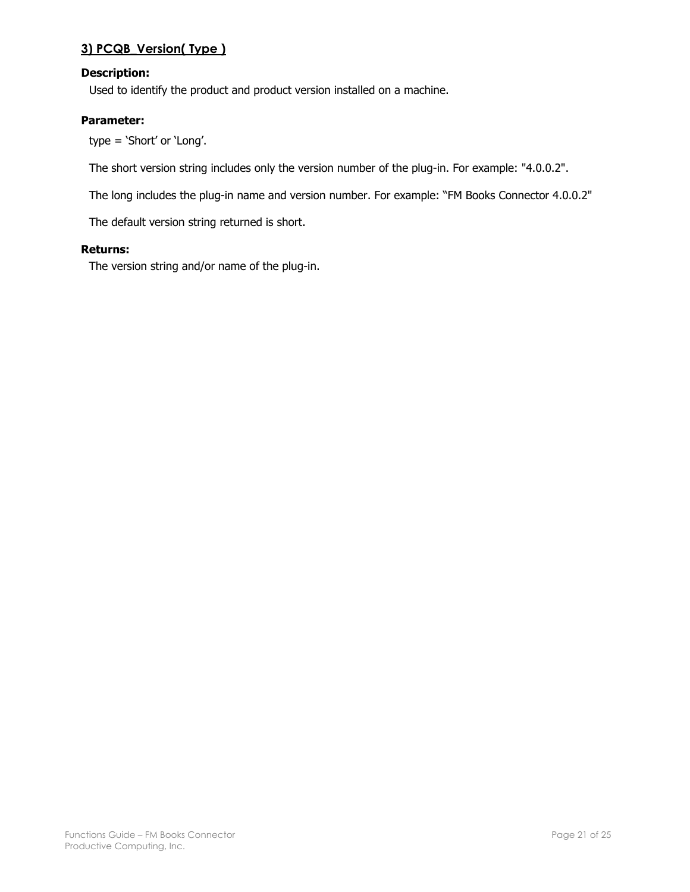### 3) PCQB_Version( Type )

**Description:**

Used to identify the product and product version installed on a machine.

**Parameter:**

type = 'Short' or 'Long'.

The short version string includes only the version number of the plug-in. For example: "4.0.0.2".

The long includes the plug-in name and version number. For example: "FM Books Connector 4.0.0.2"

The default version string returned is short.

**Returns:**

The version string and/or name of the plug-in.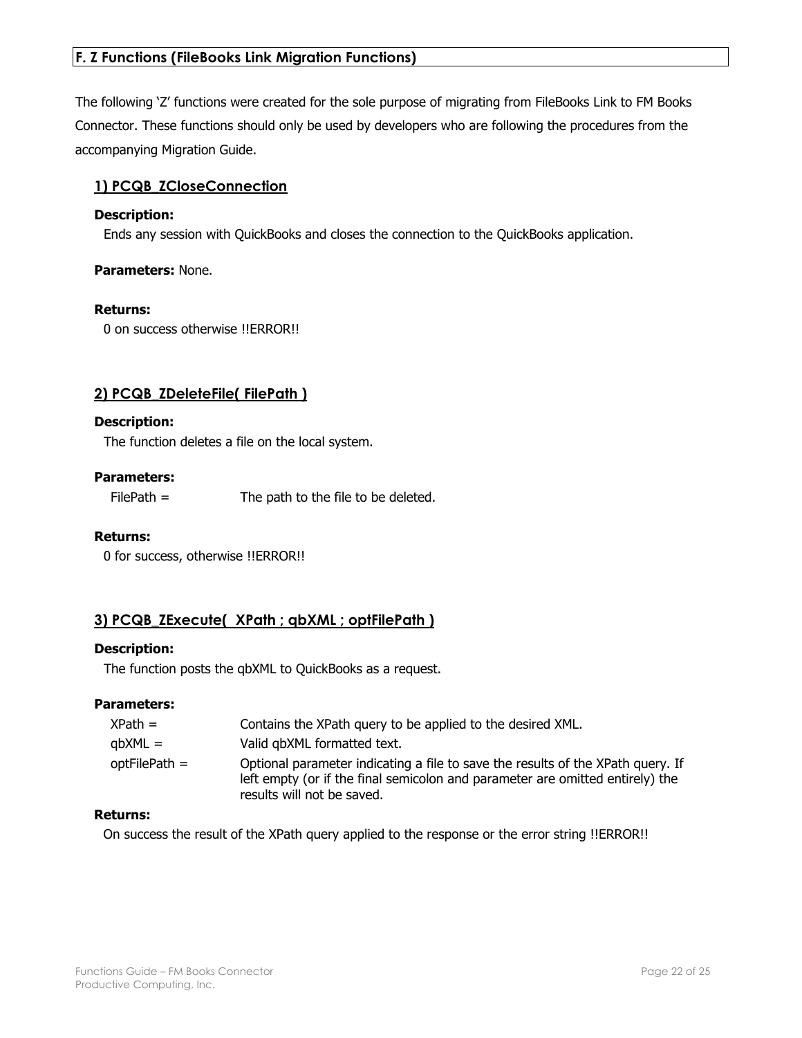## F. Z Functions (FileBooks Link Migration Functions)

The following 'Z' functions were created for the sole purpose of migrating from FileBooks Link to FM Books Connector. These functions should only be used by developers who are following the procedures from the accompanying Migration Guide.

### 1) PCQB_ZCloseConnection

**Description:**

Ends any session with QuickBooks and closes the connection to the QuickBooks application.

**Parameters:** None.

**Returns:**

0 on success otherwise !!ERROR!!

### 2) PCQB_ZDeleteFile( FilePath )

**Description:**

The function deletes a file on the local system.

**Parameters:**

| | |
|---|---|
| FilePath = | The path to the file to be deleted. |

**Returns:**

0 for success, otherwise !!ERROR!!

### 3) PCQB_ZExecute( XPath ; qbXML ; optFilePath )

**Description:**

The function posts the qbXML to QuickBooks as a request.

**Parameters:**

| | |
|---|---|
| XPath = | Contains the XPath query to be applied to the desired XML. |
| qbXML = | Valid qbXML formatted text. |
| optFilePath = | Optional parameter indicating a file to save the results of the XPath query. If left empty (or if the final semicolon and parameter are omitted entirely) the results will not be saved. |

**Returns:**

On success the result of the XPath query applied to the response or the error string !!ERROR!!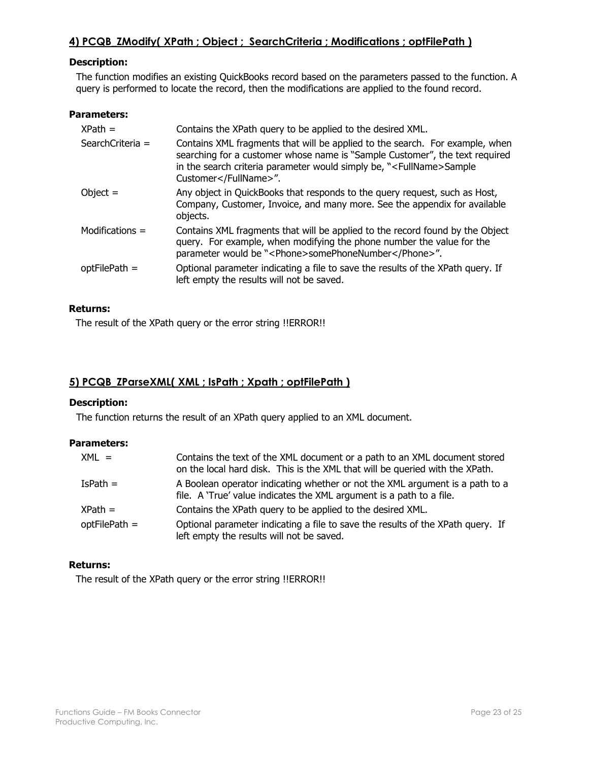## 4) PCQB_ZModify( XPath ; Object ; SearchCriteria ; Modifications ; optFilePath )

**Description:**

The function modifies an existing QuickBooks record based on the parameters passed to the function. A query is performed to locate the record, then the modifications are applied to the found record.

**Parameters:**

| | |
|---|---|
| XPath = | Contains the XPath query to be applied to the desired XML. |
| SearchCriteria = | Contains XML fragments that will be applied to the search. For example, when searching for a customer whose name is "Sample Customer", the text required in the search criteria parameter would simply be, "<FullName>Sample Customer</FullName>". |
| Object = | Any object in QuickBooks that responds to the query request, such as Host, Company, Customer, Invoice, and many more. See the appendix for available objects. |
| Modifications = | Contains XML fragments that will be applied to the record found by the Object query. For example, when modifying the phone number the value for the parameter would be "<Phone>somePhoneNumber</Phone>". |
| optFilePath = | Optional parameter indicating a file to save the results of the XPath query. If left empty the results will not be saved. |

**Returns:**

The result of the XPath query or the error string !!ERROR!!

## 5) PCQB_ZParseXML( XML ; IsPath ; Xpath ; optFilePath )

**Description:**

The function returns the result of an XPath query applied to an XML document.

**Parameters:**

| | |
|---|---|
| XML = | Contains the text of the XML document or a path to an XML document stored on the local hard disk. This is the XML that will be queried with the XPath. |
| IsPath = | A Boolean operator indicating whether or not the XML argument is a path to a file. A 'True' value indicates the XML argument is a path to a file. |
| XPath = | Contains the XPath query to be applied to the desired XML. |
| optFilePath = | Optional parameter indicating a file to save the results of the XPath query. If left empty the results will not be saved. |

**Returns:**

The result of the XPath query or the error string !!ERROR!!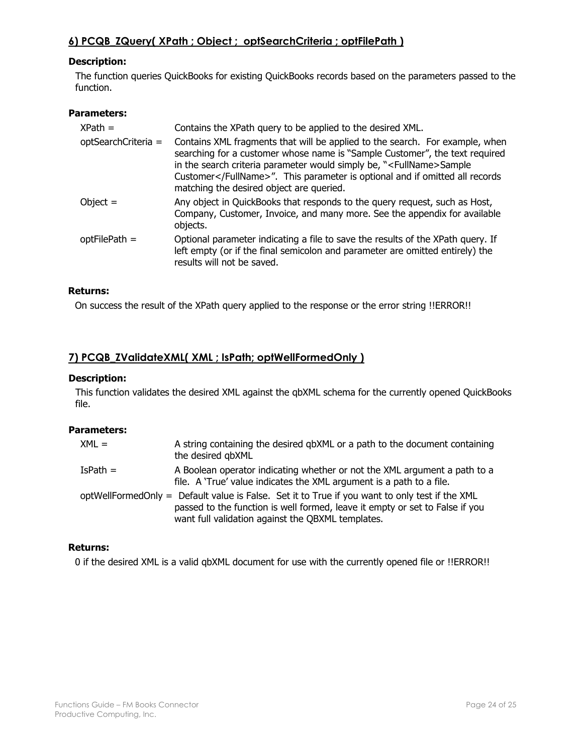## 6) PCQB_ZQuery( XPath ; Object ; optSearchCriteria ; optFilePath )

**Description:**

The function queries QuickBooks for existing QuickBooks records based on the parameters passed to the function.

**Parameters:**

| | |
|---|---|
| XPath = | Contains the XPath query to be applied to the desired XML. |
| optSearchCriteria = | Contains XML fragments that will be applied to the search. For example, when searching for a customer whose name is "Sample Customer", the text required in the search criteria parameter would simply be, "<FullName>Sample Customer</FullName>". This parameter is optional and if omitted all records matching the desired object are queried. |
| Object = | Any object in QuickBooks that responds to the query request, such as Host, Company, Customer, Invoice, and many more. See the appendix for available objects. |
| optFilePath = | Optional parameter indicating a file to save the results of the XPath query. If left empty (or if the final semicolon and parameter are omitted entirely) the results will not be saved. |

**Returns:**

On success the result of the XPath query applied to the response or the error string !!ERROR!!

## 7) PCQB_ZValidateXML( XML ; IsPath; optWellFormedOnly )

**Description:**

This function validates the desired XML against the qbXML schema for the currently opened QuickBooks file.

**Parameters:**

| | |
|---|---|
| XML = | A string containing the desired qbXML or a path to the document containing the desired qbXML |
| IsPath = | A Boolean operator indicating whether or not the XML argument a path to a file. A 'True' value indicates the XML argument is a path to a file. |
| optWellFormedOnly = | Default value is False. Set it to True if you want to only test if the XML passed to the function is well formed, leave it empty or set to False if you want full validation against the QBXML templates. |

**Returns:**

0 if the desired XML is a valid qbXML document for use with the currently opened file or !!ERROR!!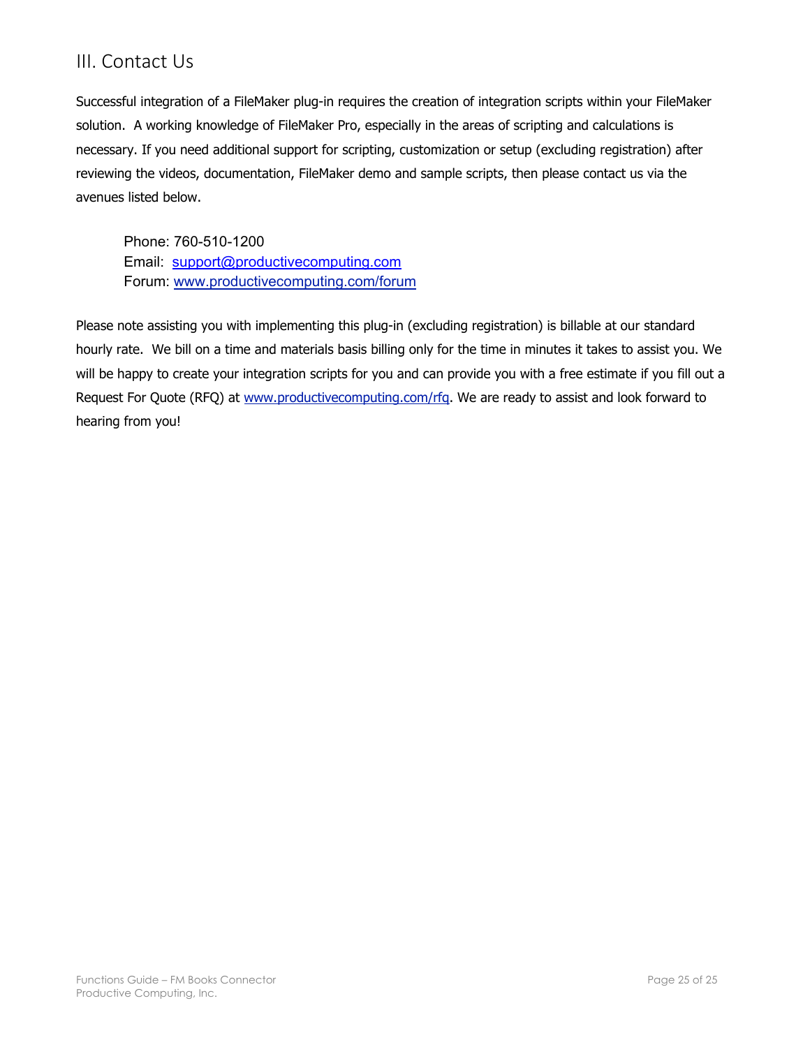## III. Contact Us

Successful integration of a FileMaker plug-in requires the creation of integration scripts within your FileMaker solution. A working knowledge of FileMaker Pro, especially in the areas of scripting and calculations is necessary. If you need additional support for scripting, customization or setup (excluding registration) after reviewing the videos, documentation, FileMaker demo and sample scripts, then please contact us via the avenues listed below.

Phone: 760-510-1200
Email: support@productivecomputing.com
Forum: www.productivecomputing.com/forum

Please note assisting you with implementing this plug-in (excluding registration) is billable at our standard hourly rate. We bill on a time and materials basis billing only for the time in minutes it takes to assist you. We will be happy to create your integration scripts for you and can provide you with a free estimate if you fill out a Request For Quote (RFQ) at www.productivecomputing.com/rfq. We are ready to assist and look forward to hearing from you!